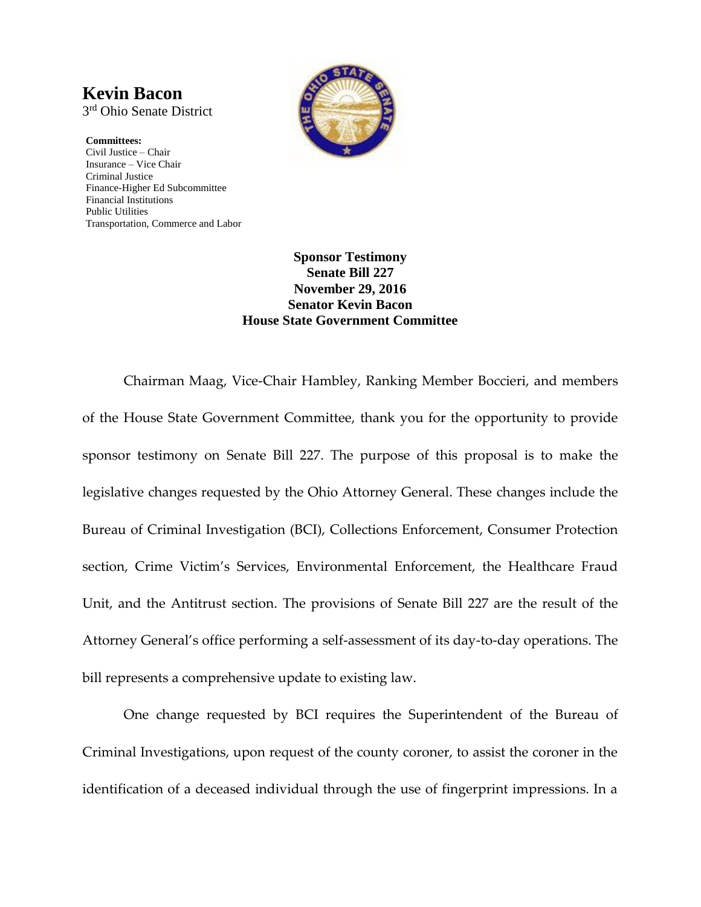# Kevin Bacon

3rd Ohio Senate District

**Committees:**
Civil Justice – Chair
Insurance – Vice Chair
Criminal Justice
Finance-Higher Ed Subcommittee
Financial Institutions
Public Utilities
Transportation, Commerce and Labor

**Sponsor Testimony**
**Senate Bill 227**
**November 29, 2016**
**Senator Kevin Bacon**
**House State Government Committee**

Chairman Maag, Vice-Chair Hambley, Ranking Member Boccieri, and members of the House State Government Committee, thank you for the opportunity to provide sponsor testimony on Senate Bill 227. The purpose of this proposal is to make the legislative changes requested by the Ohio Attorney General. These changes include the Bureau of Criminal Investigation (BCI), Collections Enforcement, Consumer Protection section, Crime Victim's Services, Environmental Enforcement, the Healthcare Fraud Unit, and the Antitrust section. The provisions of Senate Bill 227 are the result of the Attorney General's office performing a self-assessment of its day-to-day operations. The bill represents a comprehensive update to existing law.

One change requested by BCI requires the Superintendent of the Bureau of Criminal Investigations, upon request of the county coroner, to assist the coroner in the identification of a deceased individual through the use of fingerprint impressions. In a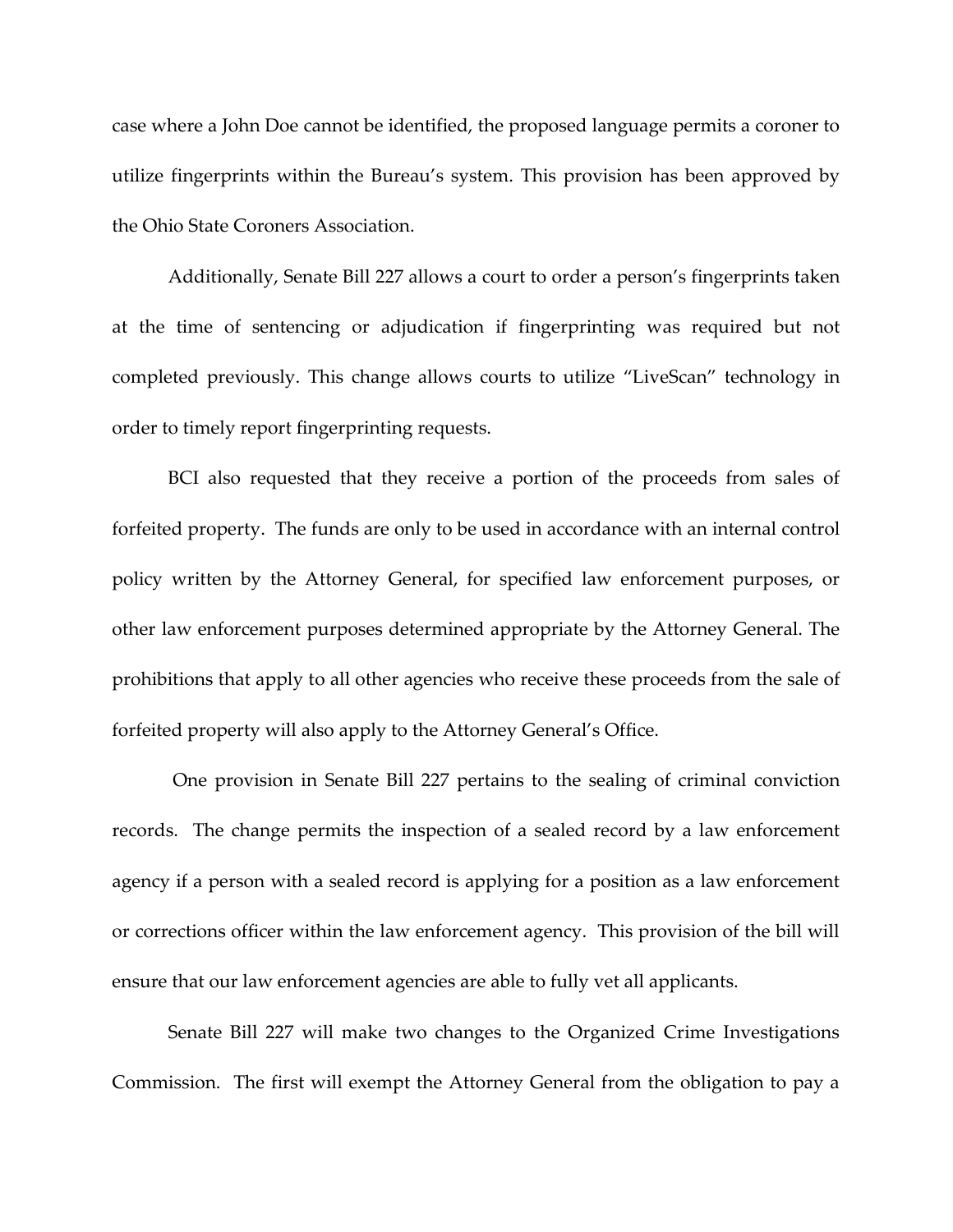case where a John Doe cannot be identified, the proposed language permits a coroner to utilize fingerprints within the Bureau's system. This provision has been approved by the Ohio State Coroners Association.

Additionally, Senate Bill 227 allows a court to order a person's fingerprints taken at the time of sentencing or adjudication if fingerprinting was required but not completed previously. This change allows courts to utilize "LiveScan" technology in order to timely report fingerprinting requests.

BCI also requested that they receive a portion of the proceeds from sales of forfeited property. The funds are only to be used in accordance with an internal control policy written by the Attorney General, for specified law enforcement purposes, or other law enforcement purposes determined appropriate by the Attorney General. The prohibitions that apply to all other agencies who receive these proceeds from the sale of forfeited property will also apply to the Attorney General's Office.

One provision in Senate Bill 227 pertains to the sealing of criminal conviction records. The change permits the inspection of a sealed record by a law enforcement agency if a person with a sealed record is applying for a position as a law enforcement or corrections officer within the law enforcement agency. This provision of the bill will ensure that our law enforcement agencies are able to fully vet all applicants.

Senate Bill 227 will make two changes to the Organized Crime Investigations Commission. The first will exempt the Attorney General from the obligation to pay a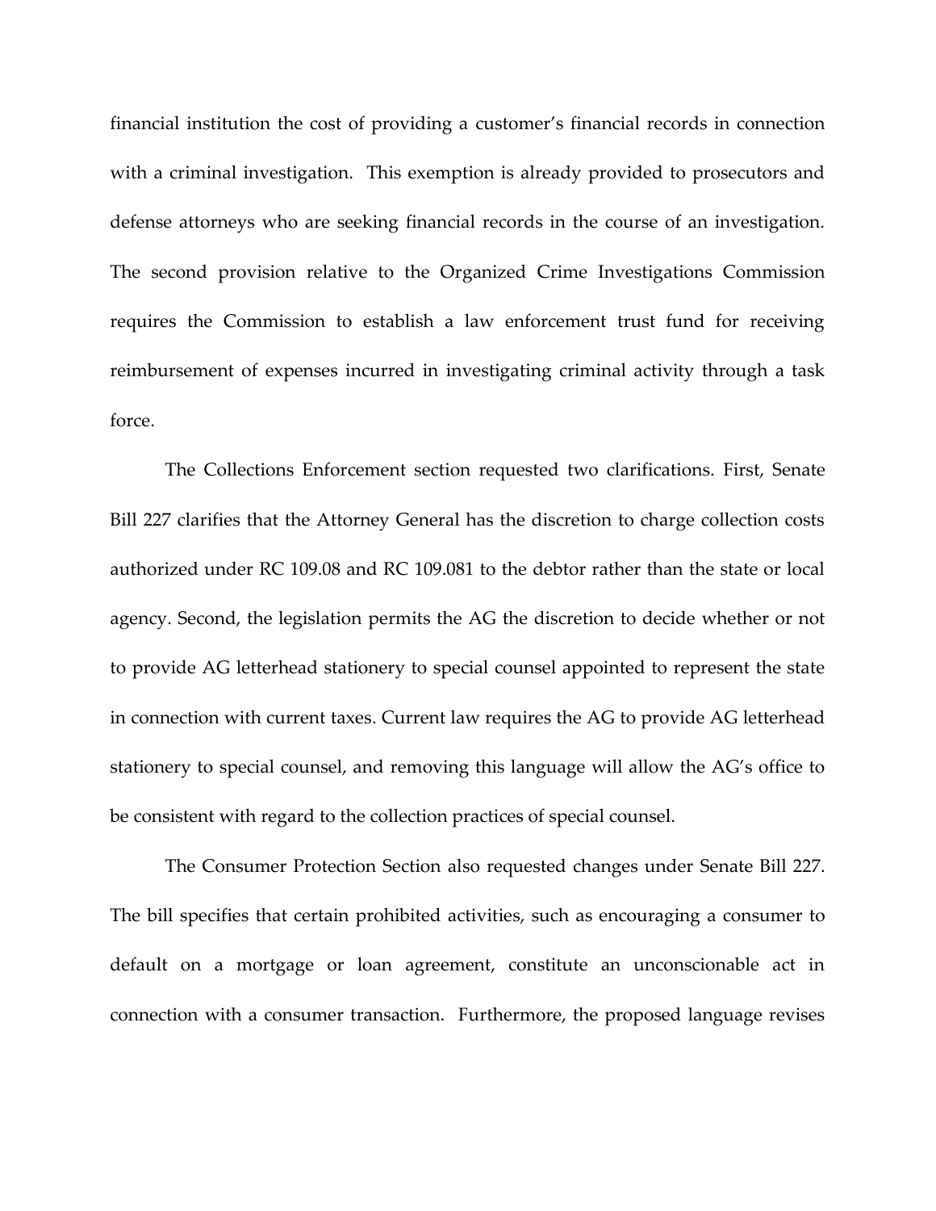financial institution the cost of providing a customer's financial records in connection with a criminal investigation. This exemption is already provided to prosecutors and defense attorneys who are seeking financial records in the course of an investigation. The second provision relative to the Organized Crime Investigations Commission requires the Commission to establish a law enforcement trust fund for receiving reimbursement of expenses incurred in investigating criminal activity through a task force.

The Collections Enforcement section requested two clarifications. First, Senate Bill 227 clarifies that the Attorney General has the discretion to charge collection costs authorized under RC 109.08 and RC 109.081 to the debtor rather than the state or local agency. Second, the legislation permits the AG the discretion to decide whether or not to provide AG letterhead stationery to special counsel appointed to represent the state in connection with current taxes. Current law requires the AG to provide AG letterhead stationery to special counsel, and removing this language will allow the AG's office to be consistent with regard to the collection practices of special counsel.

The Consumer Protection Section also requested changes under Senate Bill 227. The bill specifies that certain prohibited activities, such as encouraging a consumer to default on a mortgage or loan agreement, constitute an unconscionable act in connection with a consumer transaction. Furthermore, the proposed language revises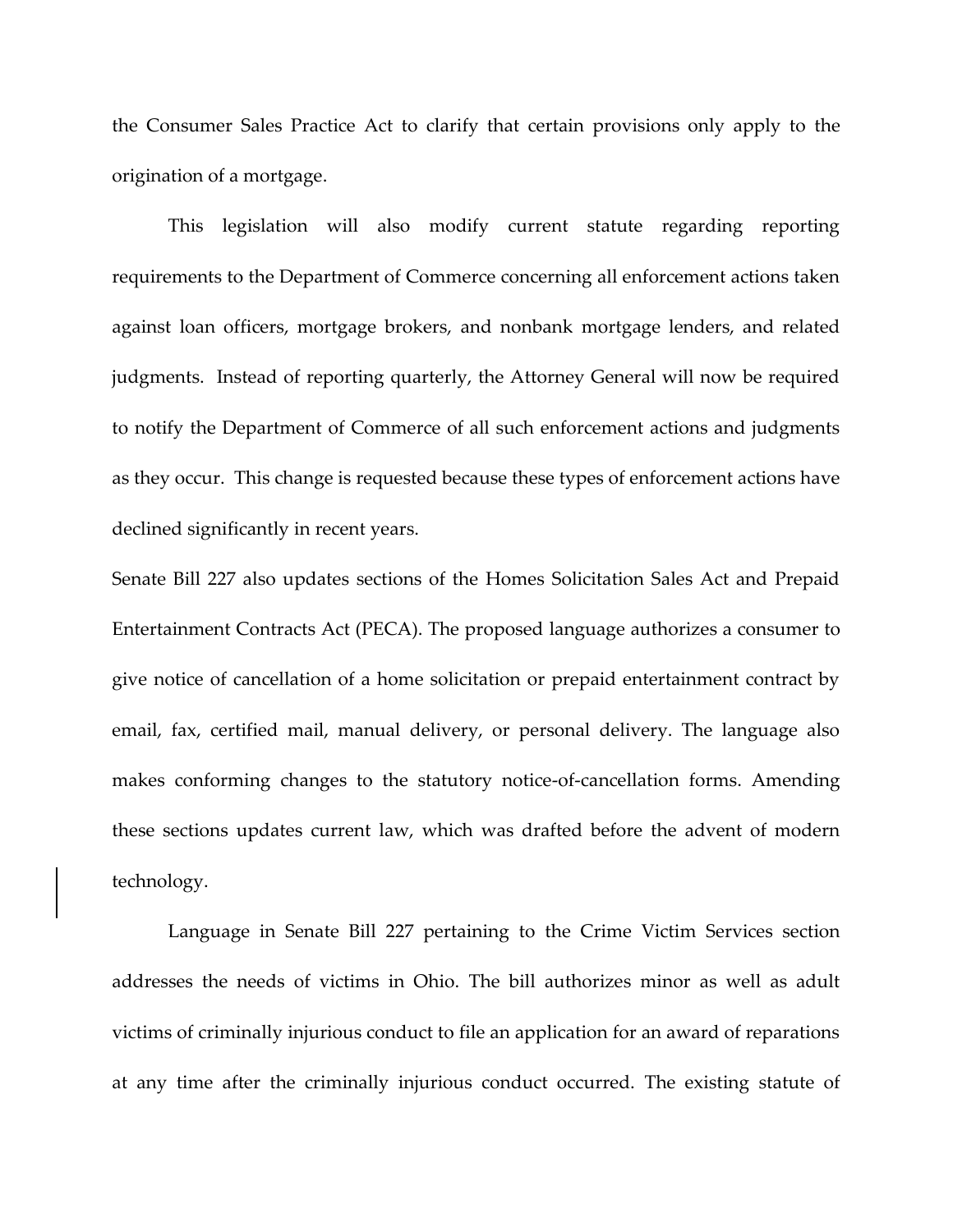the Consumer Sales Practice Act to clarify that certain provisions only apply to the origination of a mortgage.

This legislation will also modify current statute regarding reporting requirements to the Department of Commerce concerning all enforcement actions taken against loan officers, mortgage brokers, and nonbank mortgage lenders, and related judgments. Instead of reporting quarterly, the Attorney General will now be required to notify the Department of Commerce of all such enforcement actions and judgments as they occur. This change is requested because these types of enforcement actions have declined significantly in recent years.

Senate Bill 227 also updates sections of the Homes Solicitation Sales Act and Prepaid Entertainment Contracts Act (PECA). The proposed language authorizes a consumer to give notice of cancellation of a home solicitation or prepaid entertainment contract by email, fax, certified mail, manual delivery, or personal delivery. The language also makes conforming changes to the statutory notice-of-cancellation forms. Amending these sections updates current law, which was drafted before the advent of modern technology.

Language in Senate Bill 227 pertaining to the Crime Victim Services section addresses the needs of victims in Ohio. The bill authorizes minor as well as adult victims of criminally injurious conduct to file an application for an award of reparations at any time after the criminally injurious conduct occurred. The existing statute of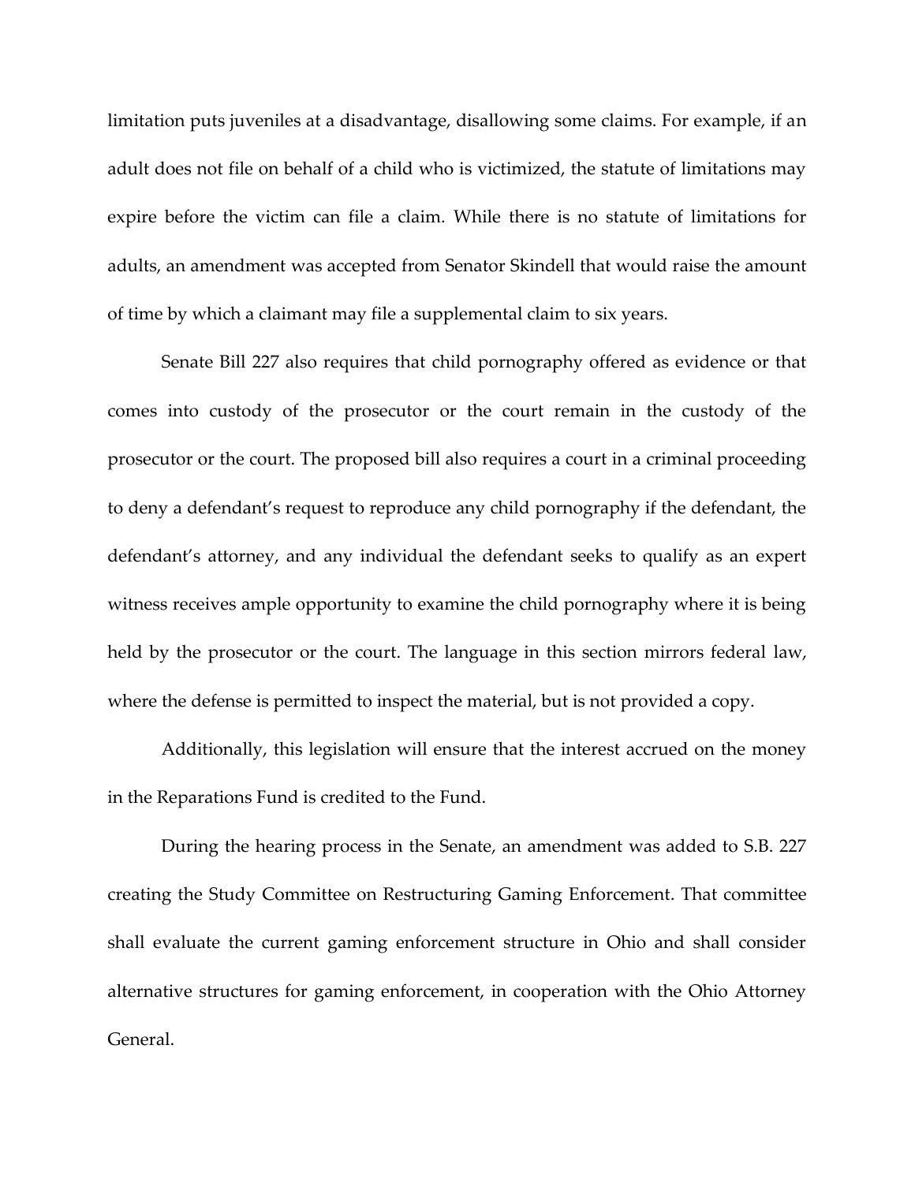limitation puts juveniles at a disadvantage, disallowing some claims. For example, if an adult does not file on behalf of a child who is victimized, the statute of limitations may expire before the victim can file a claim. While there is no statute of limitations for adults, an amendment was accepted from Senator Skindell that would raise the amount of time by which a claimant may file a supplemental claim to six years.

Senate Bill 227 also requires that child pornography offered as evidence or that comes into custody of the prosecutor or the court remain in the custody of the prosecutor or the court. The proposed bill also requires a court in a criminal proceeding to deny a defendant's request to reproduce any child pornography if the defendant, the defendant's attorney, and any individual the defendant seeks to qualify as an expert witness receives ample opportunity to examine the child pornography where it is being held by the prosecutor or the court. The language in this section mirrors federal law, where the defense is permitted to inspect the material, but is not provided a copy.

Additionally, this legislation will ensure that the interest accrued on the money in the Reparations Fund is credited to the Fund.

During the hearing process in the Senate, an amendment was added to S.B. 227 creating the Study Committee on Restructuring Gaming Enforcement. That committee shall evaluate the current gaming enforcement structure in Ohio and shall consider alternative structures for gaming enforcement, in cooperation with the Ohio Attorney General.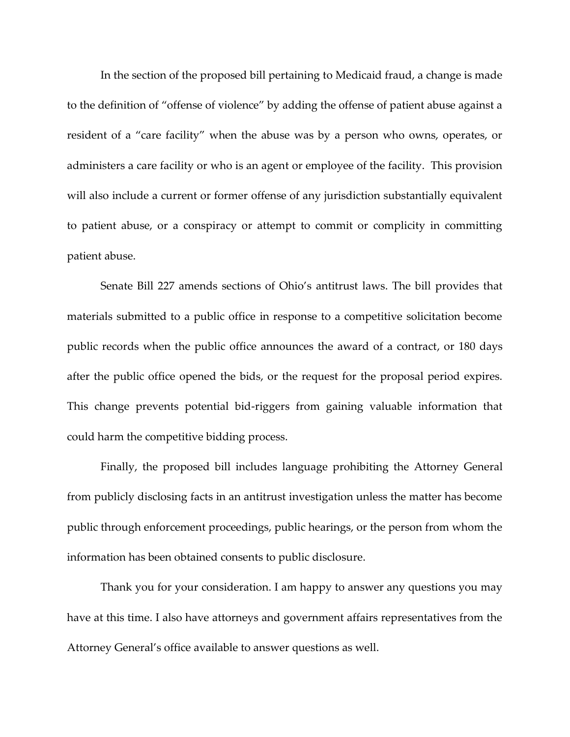In the section of the proposed bill pertaining to Medicaid fraud, a change is made to the definition of "offense of violence" by adding the offense of patient abuse against a resident of a "care facility" when the abuse was by a person who owns, operates, or administers a care facility or who is an agent or employee of the facility. This provision will also include a current or former offense of any jurisdiction substantially equivalent to patient abuse, or a conspiracy or attempt to commit or complicity in committing patient abuse.

Senate Bill 227 amends sections of Ohio's antitrust laws. The bill provides that materials submitted to a public office in response to a competitive solicitation become public records when the public office announces the award of a contract, or 180 days after the public office opened the bids, or the request for the proposal period expires. This change prevents potential bid-riggers from gaining valuable information that could harm the competitive bidding process.

Finally, the proposed bill includes language prohibiting the Attorney General from publicly disclosing facts in an antitrust investigation unless the matter has become public through enforcement proceedings, public hearings, or the person from whom the information has been obtained consents to public disclosure.

Thank you for your consideration. I am happy to answer any questions you may have at this time. I also have attorneys and government affairs representatives from the Attorney General's office available to answer questions as well.